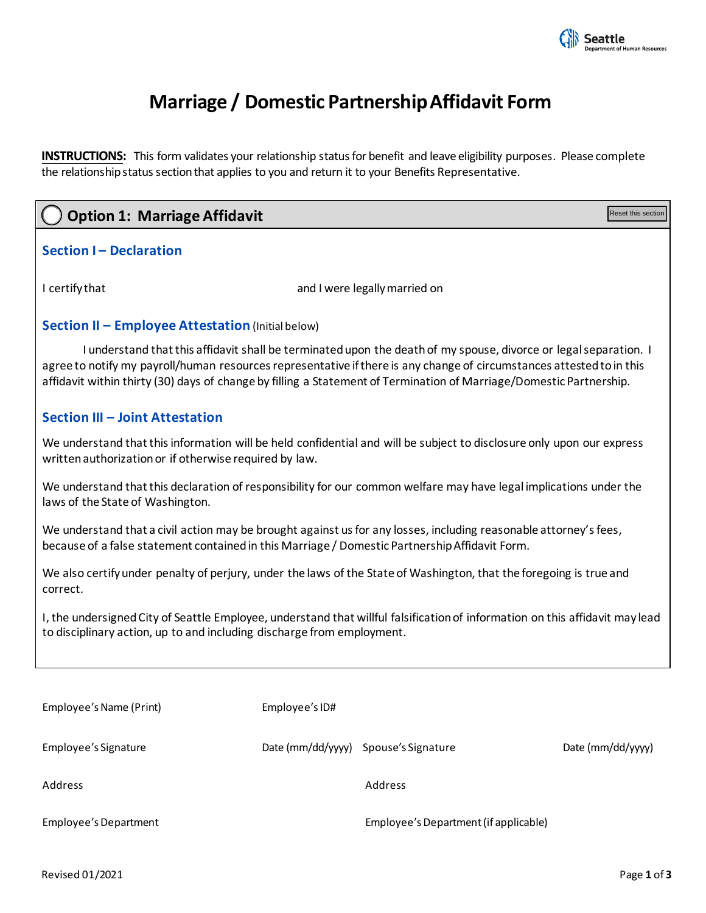# Marriage / Domestic Partnership Affidavit Form

**INSTRUCTIONS:** This form validates your relationship status for benefit and leave eligibility purposes. Please complete the relationship status section that applies to you and return it to your Benefits Representative.

## Option 1: Marriage Affidavit

Reset this section

### Section I – Declaration

I certify that and I were legally married on

### Section II – Employee Attestation (Initial below)

I understand that this affidavit shall be terminated upon the death of my spouse, divorce or legal separation. I agree to notify my payroll/human resources representative if there is any change of circumstances attested to in this affidavit within thirty (30) days of change by filling a Statement of Termination of Marriage/Domestic Partnership.

### Section III – Joint Attestation

We understand that this information will be held confidential and will be subject to disclosure only upon our express written authorization or if otherwise required by law.

We understand that this declaration of responsibility for our common welfare may have legal implications under the laws of the State of Washington.

We understand that a civil action may be brought against us for any losses, including reasonable attorney's fees, because of a false statement contained in this Marriage / Domestic Partnership Affidavit Form.

We also certify under penalty of perjury, under the laws of the State of Washington, that the foregoing is true and correct.

I, the undersigned City of Seattle Employee, understand that willful falsification of information on this affidavit may lead to disciplinary action, up to and including discharge from employment.

| | | | |
|---|---|---|---|
| Employee's Name (Print) | Employee's ID# | | |
| Employee's Signature | Date (mm/dd/yyyy) | Spouse's Signature | Date (mm/dd/yyyy) |
| Address | | Address | |
| Employee's Department | | Employee's Department (if applicable) | |

Revised 01/2021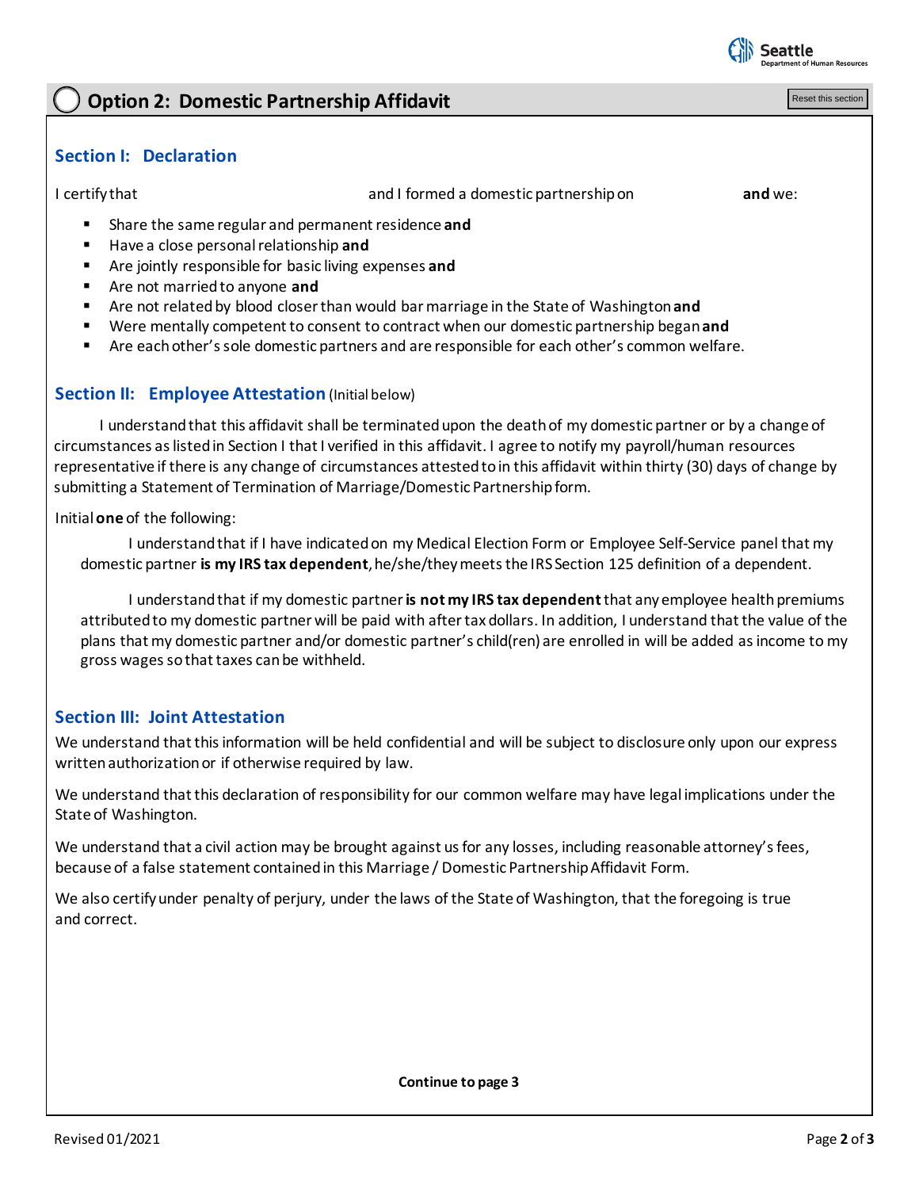## Option 2: Domestic Partnership Affidavit

Reset this section

### Section I: Declaration

I certify that and I formed a domestic partnership on **and** we:

- Share the same regular and permanent residence **and**
- Have a close personal relationship **and**
- Are jointly responsible for basic living expenses **and**
- Are not married to anyone **and**
- Are not related by blood closer than would bar marriage in the State of Washington **and**
- Were mentally competent to consent to contract when our domestic partnership began **and**
- Are each other's sole domestic partners and are responsible for each other's common welfare.

### Section II: Employee Attestation (Initial below)

I understand that this affidavit shall be terminated upon the death of my domestic partner or by a change of circumstances as listed in Section I that I verified in this affidavit. I agree to notify my payroll/human resources representative if there is any change of circumstances attested to in this affidavit within thirty (30) days of change by submitting a Statement of Termination of Marriage/Domestic Partnership form.

Initial **one** of the following:

I understand that if I have indicated on my Medical Election Form or Employee Self-Service panel that my domestic partner **is my IRS tax dependent**, he/she/they meets the IRS Section 125 definition of a dependent.

I understand that if my domestic partner **is not my IRS tax dependent** that any employee health premiums attributed to my domestic partner will be paid with after tax dollars. In addition, I understand that the value of the plans that my domestic partner and/or domestic partner's child(ren) are enrolled in will be added as income to my gross wages so that taxes can be withheld.

### Section III: Joint Attestation

We understand that this information will be held confidential and will be subject to disclosure only upon our express written authorization or if otherwise required by law.

We understand that this declaration of responsibility for our common welfare may have legal implications under the State of Washington.

We understand that a civil action may be brought against us for any losses, including reasonable attorney's fees, because of a false statement contained in this Marriage / Domestic Partnership Affidavit Form.

We also certify under penalty of perjury, under the laws of the State of Washington, that the foregoing is true and correct.

**Continue to page 3**

Revised 01/2021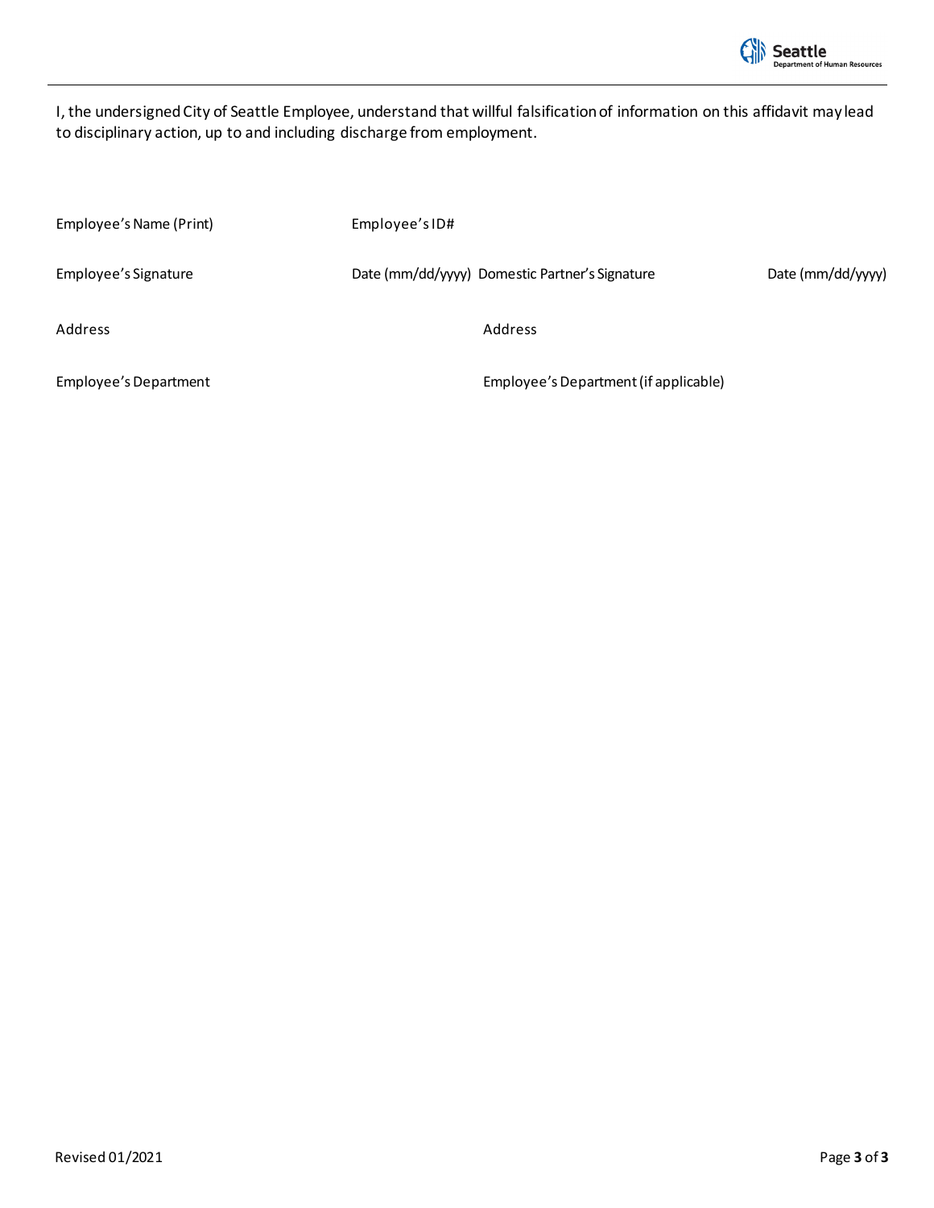I, the undersigned City of Seattle Employee, understand that willful falsification of information on this affidavit may lead to disciplinary action, up to and including discharge from employment.

| | | | |
|---|---|---|---|
| Employee's Name (Print) | Employee's ID# | | |
| Employee's Signature | Date (mm/dd/yyyy) | Domestic Partner's Signature | Date (mm/dd/yyyy) |
| Address | | Address | |
| Employee's Department | | Employee's Department (if applicable) | |

Revised 01/2021